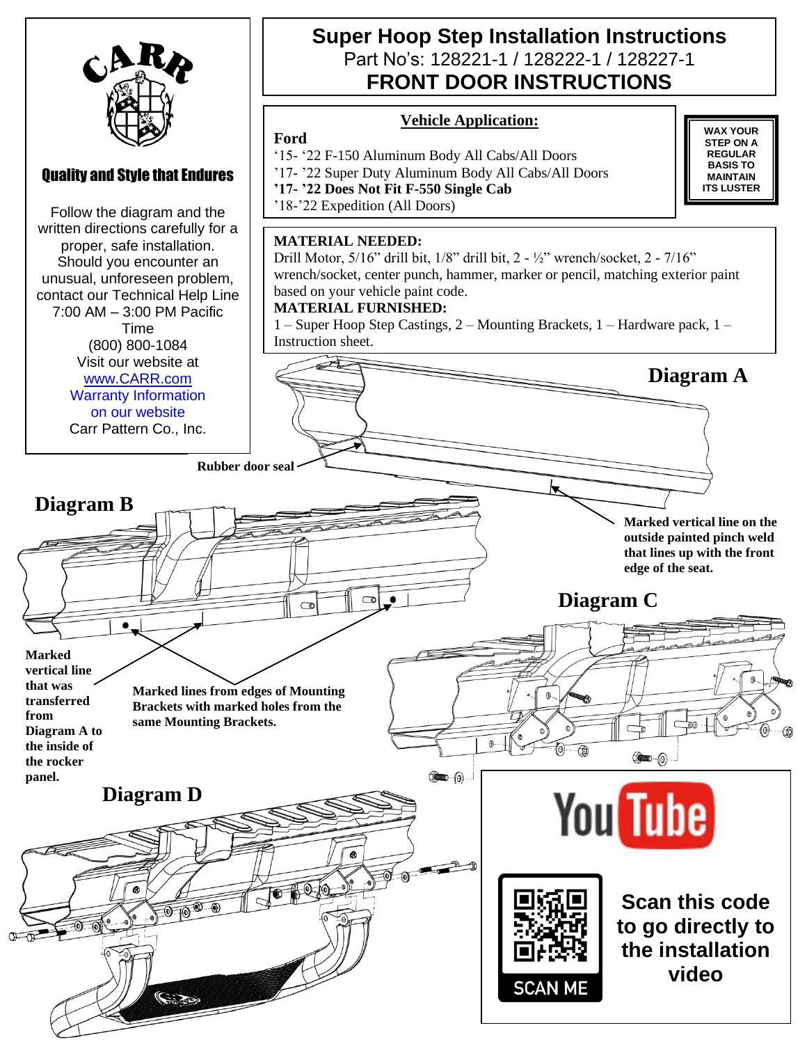# Super Hoop Step Installation Instructions

Part No's: 128221-1 / 128222-1 / 128227-1

## FRONT DOOR INSTRUCTIONS

CARR

**Quality and Style that Endures**

Follow the diagram and the written directions carefully for a proper, safe installation. Should you encounter an unusual, unforeseen problem, contact our Technical Help Line 7:00 AM – 3:00 PM Pacific Time (800) 800-1084

Visit our website at www.CARR.com

Warranty Information on our website

Carr Pattern Co., Inc.

### Vehicle Application:

**Ford**

'15- '22 F-150 Aluminum Body All Cabs/All Doors
'17- '22 Super Duty Aluminum Body All Cabs/All Doors
**'17- '22 Does Not Fit F-550 Single Cab**
'18-'22 Expedition (All Doors)

**WAX YOUR STEP ON A REGULAR BASIS TO MAINTAIN ITS LUSTER**

**MATERIAL NEEDED:**
Drill Motor, 5/16" drill bit, 1/8" drill bit, 2 - ½" wrench/socket, 2 - 7/16" wrench/socket, center punch, hammer, marker or pencil, matching exterior paint based on your vehicle paint code.

**MATERIAL FURNISHED:**
1 – Super Hoop Step Castings, 2 – Mounting Brackets, 1 – Hardware pack, 1 – Instruction sheet.

**Diagram A**

**Rubber door seal**

**Marked vertical line on the outside painted pinch weld that lines up with the front edge of the seat.**

**Diagram B**

**Marked vertical line that was transferred from Diagram A to the inside of the rocker panel.**

**Marked lines from edges of Mounting Brackets with marked holes from the same Mounting Brackets.**

**Diagram C**

**Diagram D**

YouTube

SCAN ME

**Scan this code to go directly to the installation video**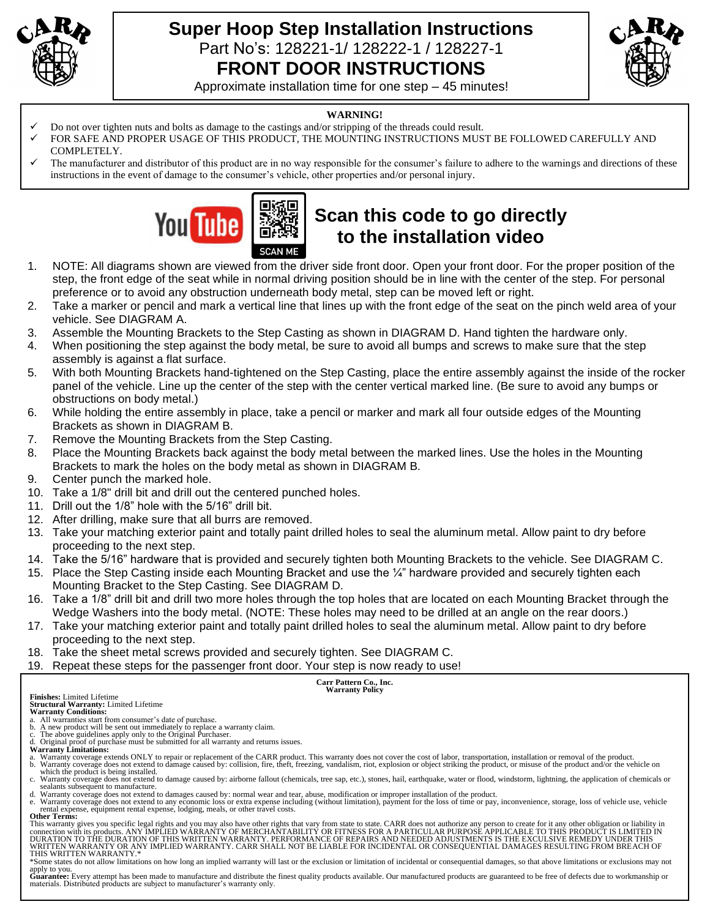# Super Hoop Step Installation Instructions

Part No's: 128221-1/ 128222-1 / 128227-1

## FRONT DOOR INSTRUCTIONS

Approximate installation time for one step – 45 minutes!

**WARNING!**

- ✓ Do not over tighten nuts and bolts as damage to the castings and/or stripping of the threads could result.
- ✓ FOR SAFE AND PROPER USAGE OF THIS PRODUCT, THE MOUNTING INSTRUCTIONS MUST BE FOLLOWED CAREFULLY AND COMPLETELY.
- ✓ The manufacturer and distributor of this product are in no way responsible for the consumer's failure to adhere to the warnings and directions of these instructions in the event of damage to the consumer's vehicle, other properties and/or personal injury.

YouTube SCAN ME

## Scan this code to go directly to the installation video

1. NOTE: All diagrams shown are viewed from the driver side front door. Open your front door. For the proper position of the step, the front edge of the seat while in normal driving position should be in line with the center of the step. For personal preference or to avoid any obstruction underneath body metal, step can be moved left or right.
2. Take a marker or pencil and mark a vertical line that lines up with the front edge of the seat on the pinch weld area of your vehicle. See DIAGRAM A.
3. Assemble the Mounting Brackets to the Step Casting as shown in DIAGRAM D. Hand tighten the hardware only.
4. When positioning the step against the body metal, be sure to avoid all bumps and screws to make sure that the step assembly is against a flat surface.
5. With both Mounting Brackets hand-tightened on the Step Casting, place the entire assembly against the inside of the rocker panel of the vehicle. Line up the center of the step with the center vertical marked line. (Be sure to avoid any bumps or obstructions on body metal.)
6. While holding the entire assembly in place, take a pencil or marker and mark all four outside edges of the Mounting Brackets as shown in DIAGRAM B.
7. Remove the Mounting Brackets from the Step Casting.
8. Place the Mounting Brackets back against the body metal between the marked lines. Use the holes in the Mounting Brackets to mark the holes on the body metal as shown in DIAGRAM B.
9. Center punch the marked hole.
10. Take a 1/8" drill bit and drill out the centered punched holes.
11. Drill out the 1/8" hole with the 5/16" drill bit.
12. After drilling, make sure that all burrs are removed.
13. Take your matching exterior paint and totally paint drilled holes to seal the aluminum metal. Allow paint to dry before proceeding to the next step.
14. Take the 5/16" hardware that is provided and securely tighten both Mounting Brackets to the vehicle. See DIAGRAM C.
15. Place the Step Casting inside each Mounting Bracket and use the ¼" hardware provided and securely tighten each Mounting Bracket to the Step Casting. See DIAGRAM D.
16. Take a 1/8" drill bit and drill two more holes through the top holes that are located on each Mounting Bracket through the Wedge Washers into the body metal. (NOTE: These holes may need to be drilled at an angle on the rear doors.)
17. Take your matching exterior paint and totally paint drilled holes to seal the aluminum metal. Allow paint to dry before proceeding to the next step.
18. Take the sheet metal screws provided and securely tighten. See DIAGRAM C.
19. Repeat these steps for the passenger front door. Your step is now ready to use!

**Carr Pattern Co., Inc.**
**Warranty Policy**

**Finishes:** Limited Lifetime
**Structural Warranty:** Limited Lifetime
**Warranty Conditions:**

a. All warranties start from consumer's date of purchase.
b. A new product will be sent out immediately to replace a warranty claim.
c. The above guidelines apply only to the Original Purchaser.
d. Original proof of purchase must be submitted for all warranty and returns issues.

**Warranty Limitations:**

a. Warranty coverage extends ONLY to repair or replacement of the CARR product. This warranty does not cover the cost of labor, transportation, installation or removal of the product.
b. Warranty coverage does not extend to damage caused by: collision, fire, theft, freezing, vandalism, riot, explosion or object striking the product, or misuse of the product and/or the vehicle on which the product is being installed.
c. Warranty coverage does not extend to damage caused by: airborne fallout (chemicals, tree sap, etc.), stones, hail, earthquake, water or flood, windstorm, lightning, the application of chemicals or sealants subsequent to manufacture.
d. Warranty coverage does not extend to damages caused by: normal wear and tear, abuse, modification or improper installation of the product.
e. Warranty coverage does not extend to any economic loss or extra expense including (without limitation), payment for the loss of time or pay, inconvenience, storage, loss of vehicle use, vehicle rental expense, equipment rental expense, lodging, meals, or other travel costs.

**Other Terms:**

This warranty gives you specific legal rights and you may also have other rights that vary from state to state. CARR does not authorize any person to create for it any other obligation or liability in connection with its products. ANY IMPLIED WARRANTY OF MERCHANTABILITY OR FITNESS FOR A PARTICULAR PURPOSE APPLICABLE TO THIS PRODUCT IS LIMITED IN DURATION TO THE DURATION OF THIS WRITTEN WARRANTY. PERFORMANCE OF REPAIRS AND NEEDED ADJUSTMENTS IS THE EXCULSIVE REMEDY UNDER THIS WRITTEN WARRANTY OR ANY IMPLIED WARRANTY. CARR SHALL NOT BE LIABLE FOR INCIDENTAL OR CONSEQUENTIAL DAMAGES RESULTING FROM BREACH OF THIS WRITTEN WARRANTY.*

*Some states do not allow limitations on how long an implied warranty will last or the exclusion or limitation of incidental or consequential damages, so that above limitations or exclusions may not apply to you.

**Guarantee:** Every attempt has been made to manufacture and distribute the finest quality products available. Our manufactured products are guaranteed to be free of defects due to workmanship or materials. Distributed products are subject to manufacturer's warranty only.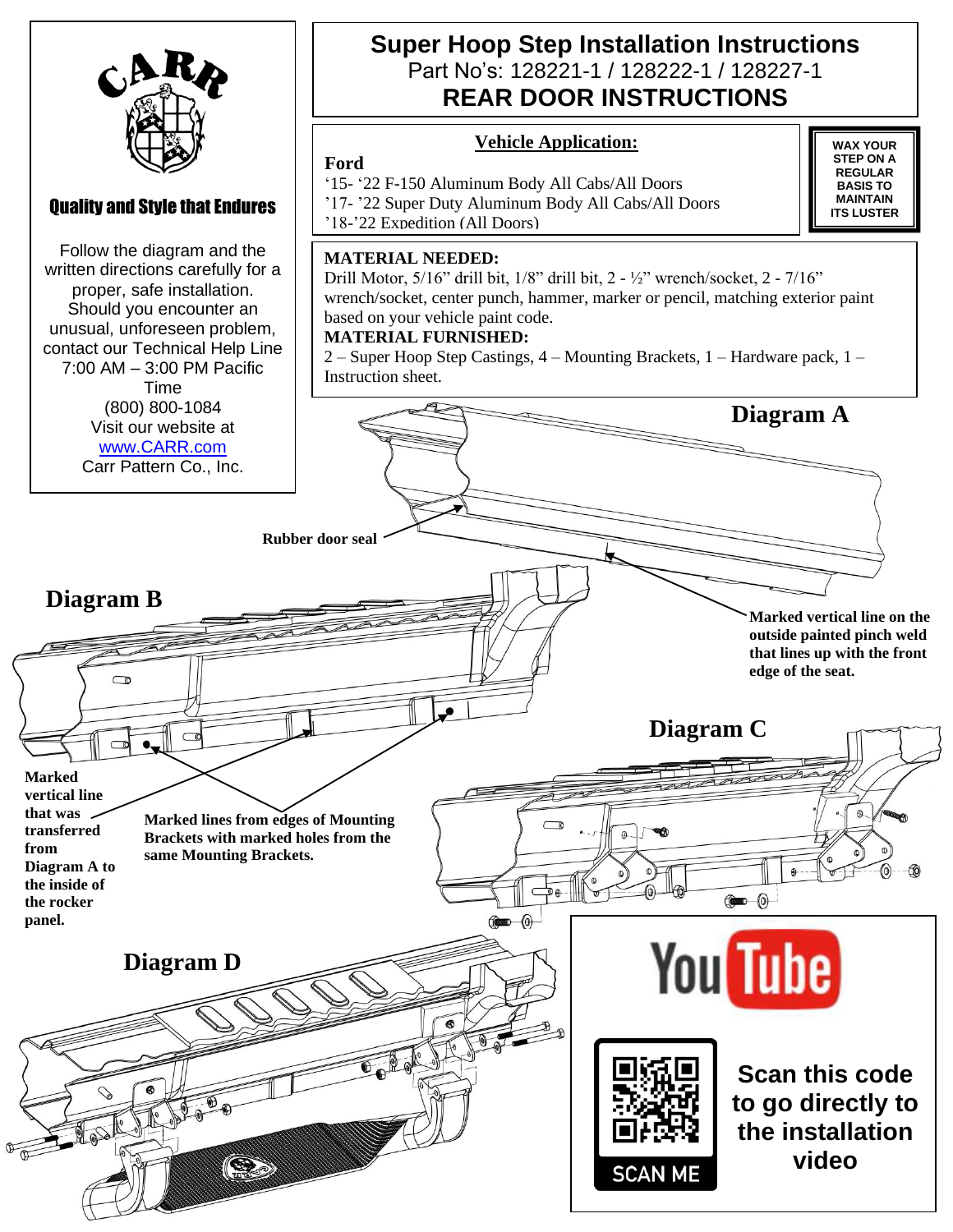# Super Hoop Step Installation Instructions

Part No's: 128221-1 / 128222-1 / 128227-1

## REAR DOOR INSTRUCTIONS

**CARR**

**Quality and Style that Endures**

Follow the diagram and the written directions carefully for a proper, safe installation. Should you encounter an unusual, unforeseen problem, contact our Technical Help Line 7:00 AM – 3:00 PM Pacific Time
(800) 800-1084
Visit our website at
www.CARR.com
Carr Pattern Co., Inc.

**Vehicle Application:**

**Ford**
'15- '22 F-150 Aluminum Body All Cabs/All Doors
'17- '22 Super Duty Aluminum Body All Cabs/All Doors
'18-'22 Expedition (All Doors)

**WAX YOUR STEP ON A REGULAR BASIS TO MAINTAIN ITS LUSTER**

**MATERIAL NEEDED:**
Drill Motor, 5/16" drill bit, 1/8" drill bit, 2 - ½" wrench/socket, 2 - 7/16" wrench/socket, center punch, hammer, marker or pencil, matching exterior paint based on your vehicle paint code.

**MATERIAL FURNISHED:**
2 – Super Hoop Step Castings, 4 – Mounting Brackets, 1 – Hardware pack, 1 – Instruction sheet.

### Diagram A

**Rubber door seal**

**Marked vertical line on the outside painted pinch weld that lines up with the front edge of the seat.**

### Diagram B

**Marked vertical line that was transferred from Diagram A to the inside of the rocker panel.**

**Marked lines from edges of Mounting Brackets with marked holes from the same Mounting Brackets.**

### Diagram C

### Diagram D

**Scan this code to go directly to the installation video**

SCAN ME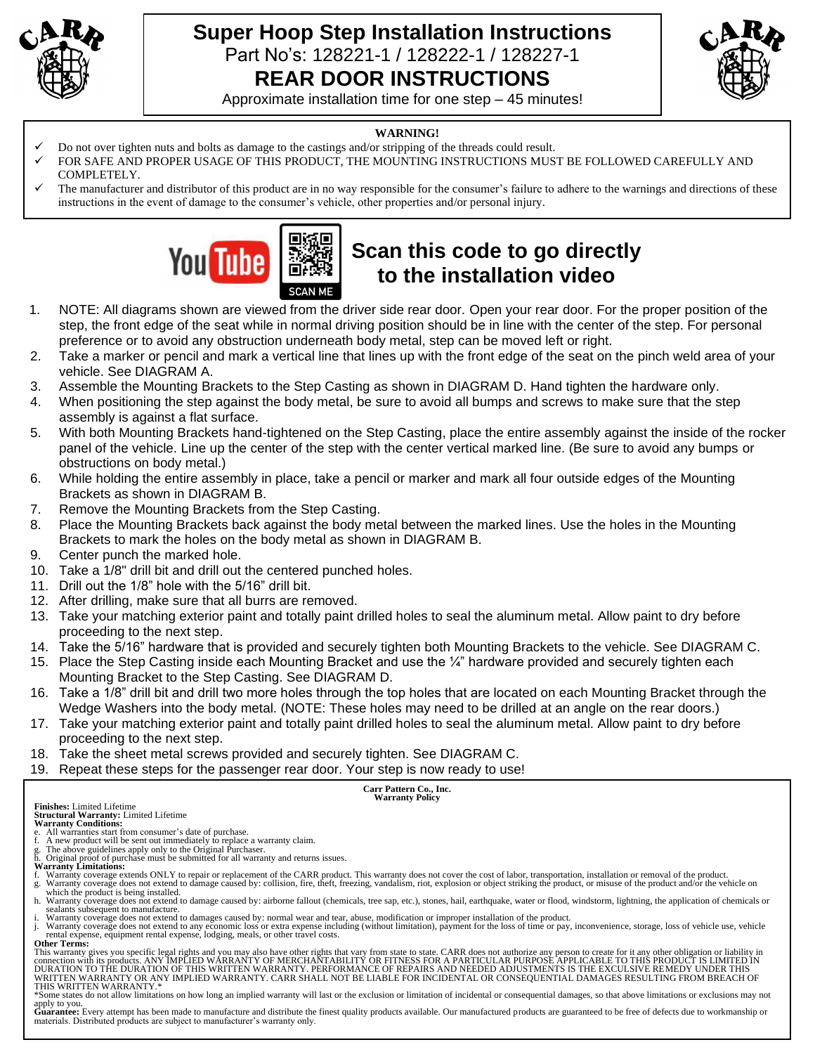# Super Hoop Step Installation Instructions

Part No's: 128221-1 / 128222-1 / 128227-1

## REAR DOOR INSTRUCTIONS

Approximate installation time for one step – 45 minutes!

**WARNING!**

- ✓ Do not over tighten nuts and bolts as damage to the castings and/or stripping of the threads could result.
- ✓ FOR SAFE AND PROPER USAGE OF THIS PRODUCT, THE MOUNTING INSTRUCTIONS MUST BE FOLLOWED CAREFULLY AND COMPLETELY.
- ✓ The manufacturer and distributor of this product are in no way responsible for the consumer's failure to adhere to the warnings and directions of these instructions in the event of damage to the consumer's vehicle, other properties and/or personal injury.

YouTube SCAN ME

## Scan this code to go directly to the installation video

1. NOTE: All diagrams shown are viewed from the driver side rear door. Open your rear door. For the proper position of the step, the front edge of the seat while in normal driving position should be in line with the center of the step. For personal preference or to avoid any obstruction underneath body metal, step can be moved left or right.
2. Take a marker or pencil and mark a vertical line that lines up with the front edge of the seat on the pinch weld area of your vehicle. See DIAGRAM A.
3. Assemble the Mounting Brackets to the Step Casting as shown in DIAGRAM D. Hand tighten the hardware only.
4. When positioning the step against the body metal, be sure to avoid all bumps and screws to make sure that the step assembly is against a flat surface.
5. With both Mounting Brackets hand-tightened on the Step Casting, place the entire assembly against the inside of the rocker panel of the vehicle. Line up the center of the step with the center vertical marked line. (Be sure to avoid any bumps or obstructions on body metal.)
6. While holding the entire assembly in place, take a pencil or marker and mark all four outside edges of the Mounting Brackets as shown in DIAGRAM B.
7. Remove the Mounting Brackets from the Step Casting.
8. Place the Mounting Brackets back against the body metal between the marked lines. Use the holes in the Mounting Brackets to mark the holes on the body metal as shown in DIAGRAM B.
9. Center punch the marked hole.
10. Take a 1/8" drill bit and drill out the centered punched holes.
11. Drill out the 1/8" hole with the 5/16" drill bit.
12. After drilling, make sure that all burrs are removed.
13. Take your matching exterior paint and totally paint drilled holes to seal the aluminum metal. Allow paint to dry before proceeding to the next step.
14. Take the 5/16" hardware that is provided and securely tighten both Mounting Brackets to the vehicle. See DIAGRAM C.
15. Place the Step Casting inside each Mounting Bracket and use the ¼" hardware provided and securely tighten each Mounting Bracket to the Step Casting. See DIAGRAM D.
16. Take a 1/8" drill bit and drill two more holes through the top holes that are located on each Mounting Bracket through the Wedge Washers into the body metal. (NOTE: These holes may need to be drilled at an angle on the rear doors.)
17. Take your matching exterior paint and totally paint drilled holes to seal the aluminum metal. Allow paint to dry before proceeding to the next step.
18. Take the sheet metal screws provided and securely tighten. See DIAGRAM C.
19. Repeat these steps for the passenger rear door. Your step is now ready to use!

**Carr Pattern Co., Inc.**
**Warranty Policy**

**Finishes:** Limited Lifetime
**Structural Warranty:** Limited Lifetime
**Warranty Conditions:**

e. All warranties start from consumer's date of purchase.
f. A new product will be sent out immediately to replace a warranty claim.
g. The above guidelines apply only to the Original Purchaser.
h. Original proof of purchase must be submitted for all warranty and returns issues.

**Warranty Limitations:**

f. Warranty coverage extends ONLY to repair or replacement of the CARR product. This warranty does not cover the cost of labor, transportation, installation or removal of the product.
g. Warranty coverage does not extend to damage caused by: collision, fire, theft, freezing, vandalism, riot, explosion or object striking the product, or misuse of the product and/or the vehicle on which the product is being installed.
h. Warranty coverage does not extend to damage caused by: airborne fallout (chemicals, tree sap, etc.), stones, hail, earthquake, water or flood, windstorm, lightning, the application of chemicals or sealants subsequent to manufacture.
i. Warranty coverage does not extend to damages caused by: normal wear and tear, abuse, modification or improper installation of the product.
j. Warranty coverage does not extend to any economic loss or extra expense including (without limitation), payment for the loss of time or pay, inconvenience, storage, loss of vehicle use, vehicle rental expense, equipment rental expense, lodging, meals, or other travel costs.

**Other Terms:**

This warranty gives you specific legal rights and you may also have other rights that vary from state to state. CARR does not authorize any person to create for it any other obligation or liability in connection with its products. ANY IMPLIED WARRANTY OF MERCHANTABILITY OR FITNESS FOR A PARTICULAR PURPOSE APPLICABLE TO THIS PRODUCT IS LIMITED IN DURATION TO THE DURATION OF THIS WRITTEN WARRANTY. PERFORMANCE OF REPAIRS AND NEEDED ADJUSTMENTS IS THE EXCULSIVE REMEDY UNDER THIS WRITTEN WARRANTY OR ANY IMPLIED WARRANTY. CARR SHALL NOT BE LIABLE FOR INCIDENTAL OR CONSEQUENTIAL DAMAGES RESULTING FROM BREACH OF THIS WRITTEN WARRANTY.*

*Some states do not allow limitations on how long an implied warranty will last or the exclusion or limitation of incidental or consequential damages, so that above limitations or exclusions may not apply to you.

**Guarantee:** Every attempt has been made to manufacture and distribute the finest quality products available. Our manufactured products are guaranteed to be free of defects due to workmanship or materials. Distributed products are subject to manufacturer's warranty only.